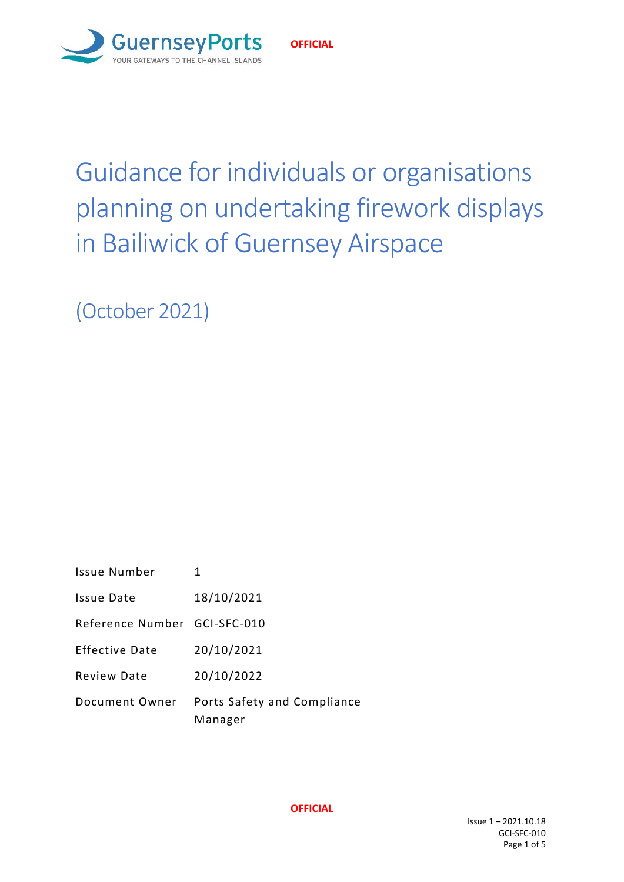GuernseyPorts
YOUR GATEWAYS TO THE CHANNEL ISLANDS

**OFFICIAL**

# Guidance for individuals or organisations planning on undertaking firework displays in Bailiwick of Guernsey Airspace

(October 2021)

| | |
|---|---|
| Issue Number | 1 |
| Issue Date | 18/10/2021 |
| Reference Number | GCI-SFC-010 |
| Effective Date | 20/10/2021 |
| Review Date | 20/10/2022 |
| Document Owner | Ports Safety and Compliance Manager |

**OFFICIAL**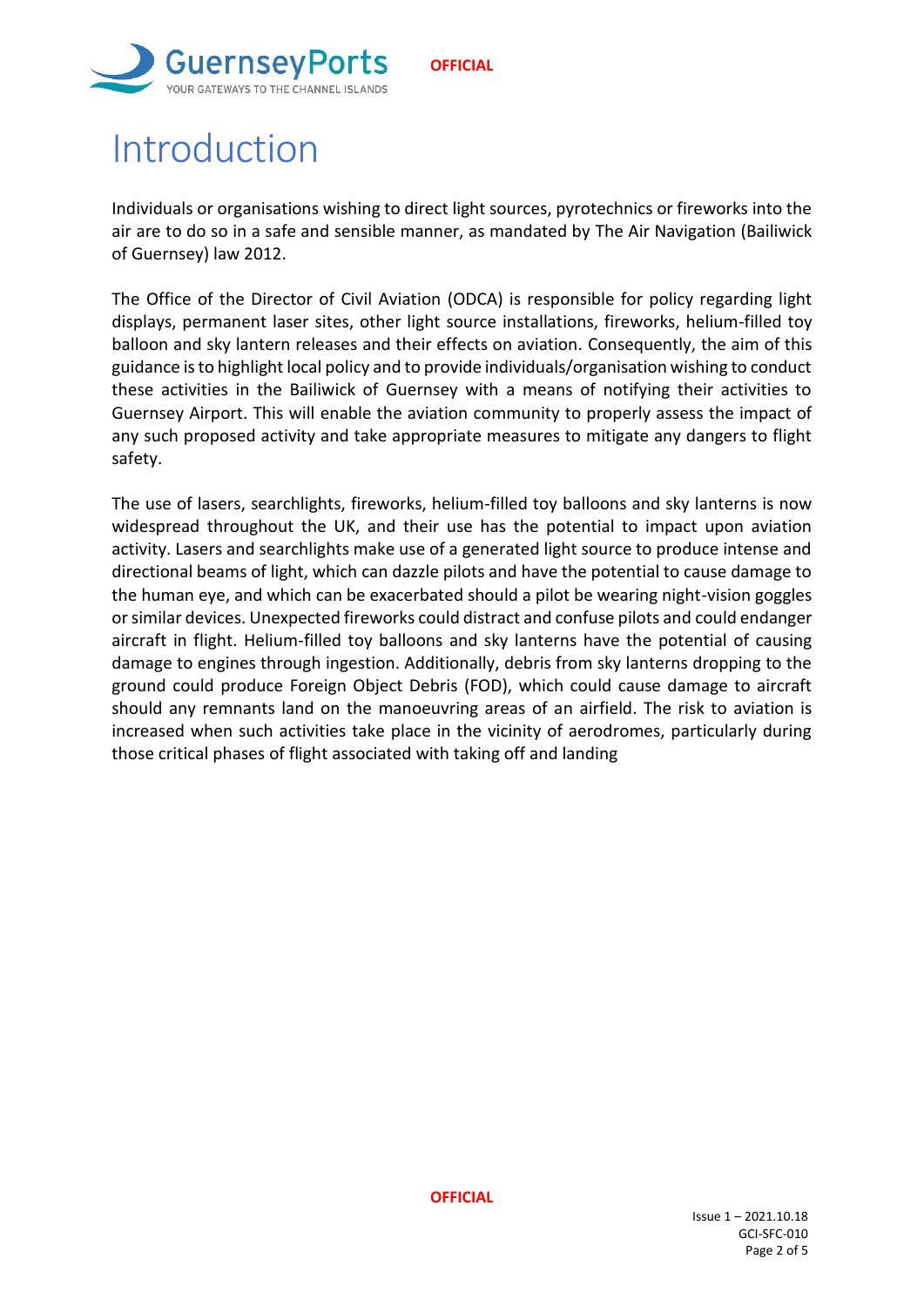# Introduction

Individuals or organisations wishing to direct light sources, pyrotechnics or fireworks into the air are to do so in a safe and sensible manner, as mandated by The Air Navigation (Bailiwick of Guernsey) law 2012.

The Office of the Director of Civil Aviation (ODCA) is responsible for policy regarding light displays, permanent laser sites, other light source installations, fireworks, helium-filled toy balloon and sky lantern releases and their effects on aviation. Consequently, the aim of this guidance is to highlight local policy and to provide individuals/organisation wishing to conduct these activities in the Bailiwick of Guernsey with a means of notifying their activities to Guernsey Airport. This will enable the aviation community to properly assess the impact of any such proposed activity and take appropriate measures to mitigate any dangers to flight safety.

The use of lasers, searchlights, fireworks, helium-filled toy balloons and sky lanterns is now widespread throughout the UK, and their use has the potential to impact upon aviation activity. Lasers and searchlights make use of a generated light source to produce intense and directional beams of light, which can dazzle pilots and have the potential to cause damage to the human eye, and which can be exacerbated should a pilot be wearing night-vision goggles or similar devices. Unexpected fireworks could distract and confuse pilots and could endanger aircraft in flight. Helium-filled toy balloons and sky lanterns have the potential of causing damage to engines through ingestion. Additionally, debris from sky lanterns dropping to the ground could produce Foreign Object Debris (FOD), which could cause damage to aircraft should any remnants land on the manoeuvring areas of an airfield. The risk to aviation is increased when such activities take place in the vicinity of aerodromes, particularly during those critical phases of flight associated with taking off and landing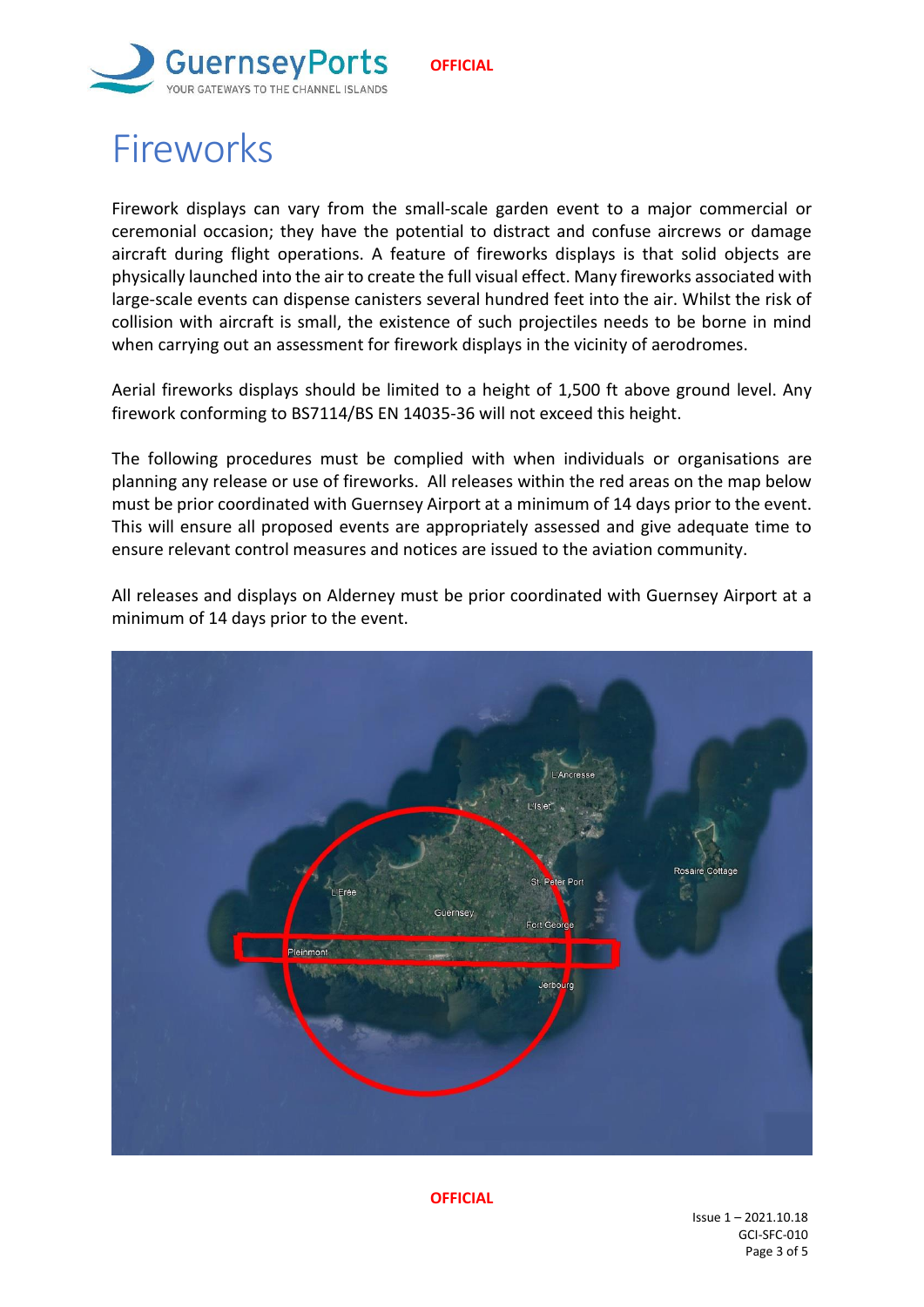# Fireworks

Firework displays can vary from the small-scale garden event to a major commercial or ceremonial occasion; they have the potential to distract and confuse aircrews or damage aircraft during flight operations. A feature of fireworks displays is that solid objects are physically launched into the air to create the full visual effect. Many fireworks associated with large-scale events can dispense canisters several hundred feet into the air. Whilst the risk of collision with aircraft is small, the existence of such projectiles needs to be borne in mind when carrying out an assessment for firework displays in the vicinity of aerodromes.

Aerial fireworks displays should be limited to a height of 1,500 ft above ground level. Any firework conforming to BS7114/BS EN 14035-36 will not exceed this height.

The following procedures must be complied with when individuals or organisations are planning any release or use of fireworks. All releases within the red areas on the map below must be prior coordinated with Guernsey Airport at a minimum of 14 days prior to the event. This will ensure all proposed events are appropriately assessed and give adequate time to ensure relevant control measures and notices are issued to the aviation community.

All releases and displays on Alderney must be prior coordinated with Guernsey Airport at a minimum of 14 days prior to the event.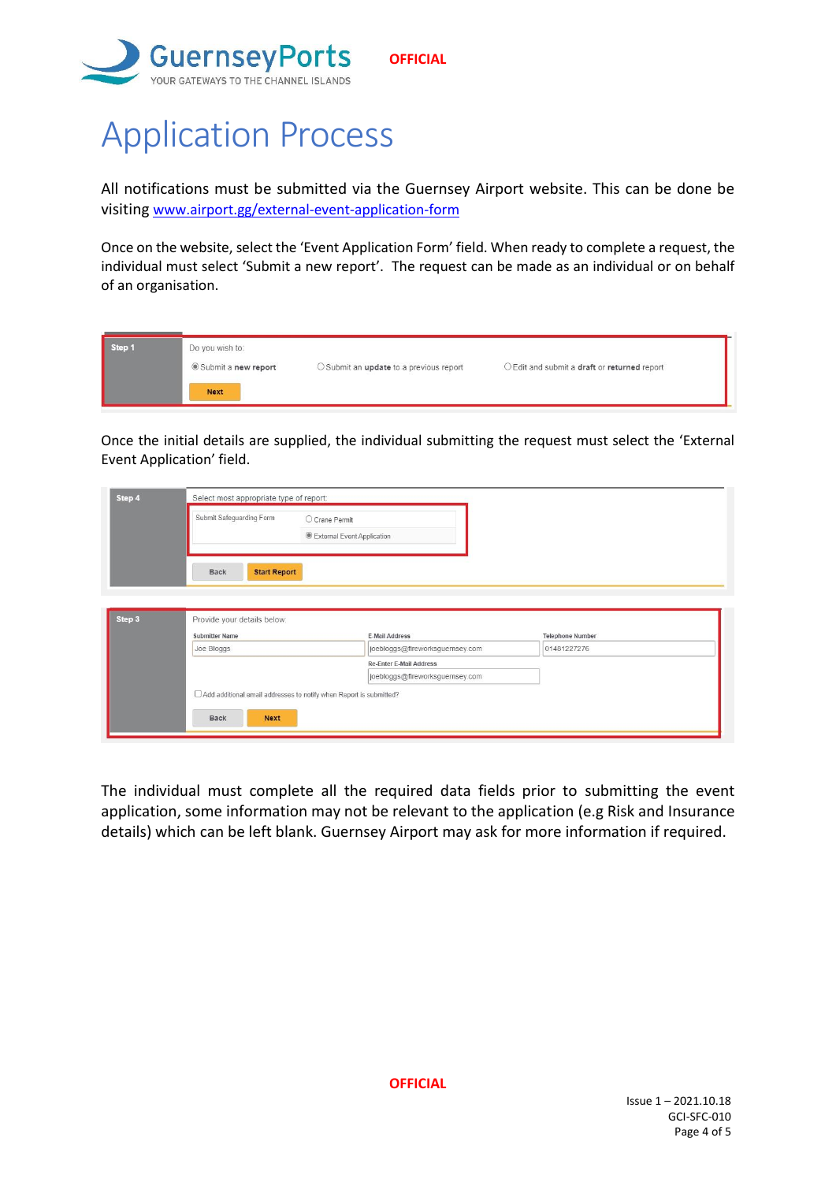# Application Process

All notifications must be submitted via the Guernsey Airport website. This can be done be visiting [www.airport.gg/external-event-application-form](www.airport.gg/external-event-application-form)

Once on the website, select the 'Event Application Form' field. When ready to complete a request, the individual must select 'Submit a new report'. The request can be made as an individual or on behalf of an organisation.

Once the initial details are supplied, the individual submitting the request must select the 'External Event Application' field.

The individual must complete all the required data fields prior to submitting the event application, some information may not be relevant to the application (e.g Risk and Insurance details) which can be left blank. Guernsey Airport may ask for more information if required.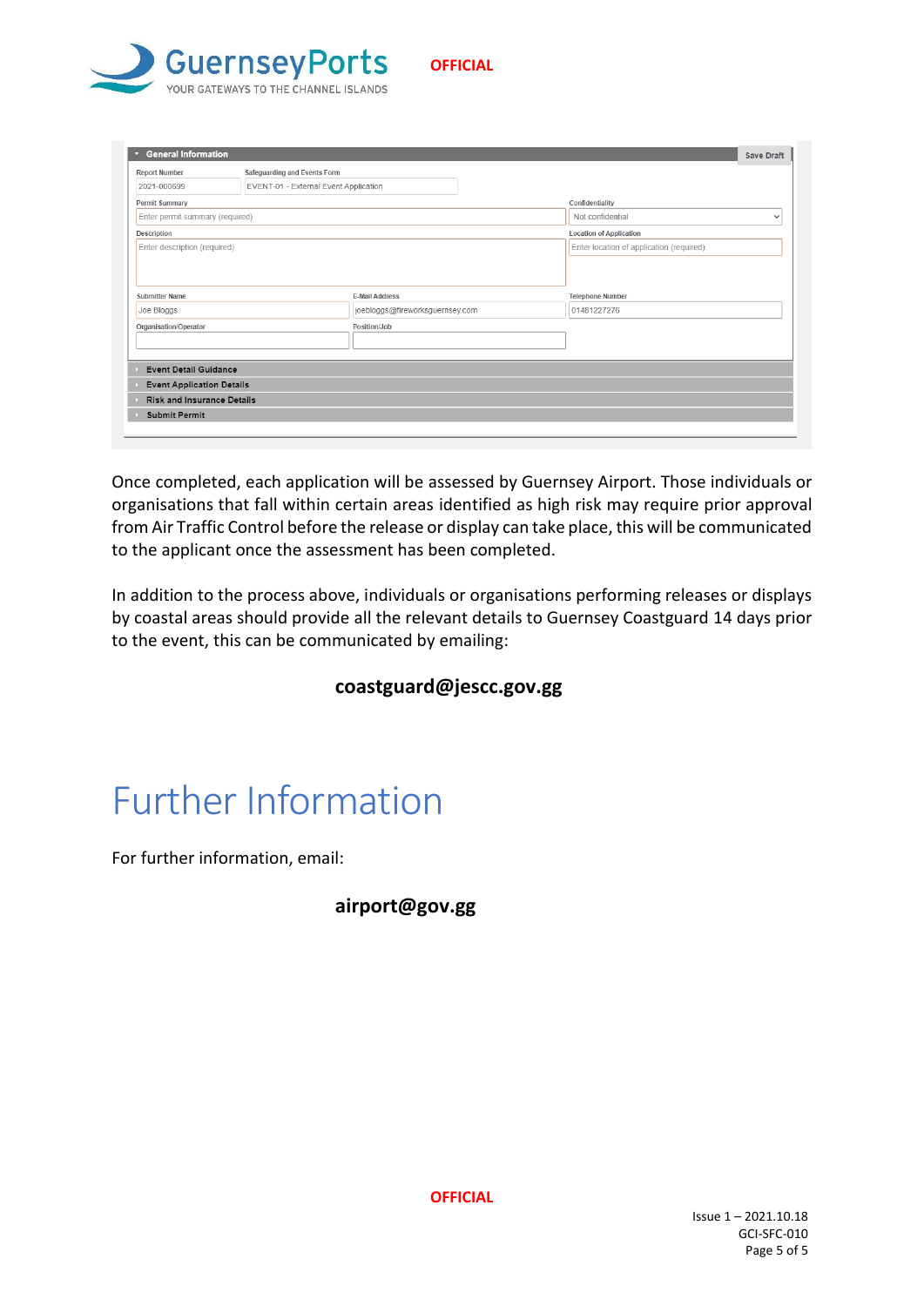General Information

Save Draft

Report Number: 2021-000699

Safeguarding and Events Form: EVENT-01 - External Event Application

Permit Summary: Enter permit summary (required)

Confidentiality: Not confidential

Description: Enter description (required)

Location of Application: Enter location of application (required)

Submitter Name: Joe Bloggs

E-Mail Address: joebloggs@fireworksguernsey.com

Telephone Number: 01481227276

Organisation/Operator

Position/Job

Event Detail Guidance

Event Application Details

Risk and Insurance Details

Submit Permit

Once completed, each application will be assessed by Guernsey Airport. Those individuals or organisations that fall within certain areas identified as high risk may require prior approval from Air Traffic Control before the release or display can take place, this will be communicated to the applicant once the assessment has been completed.

In addition to the process above, individuals or organisations performing releases or displays by coastal areas should provide all the relevant details to Guernsey Coastguard 14 days prior to the event, this can be communicated by emailing:

**coastguard@jescc.gov.gg**

# Further Information

For further information, email:

**airport@gov.gg**